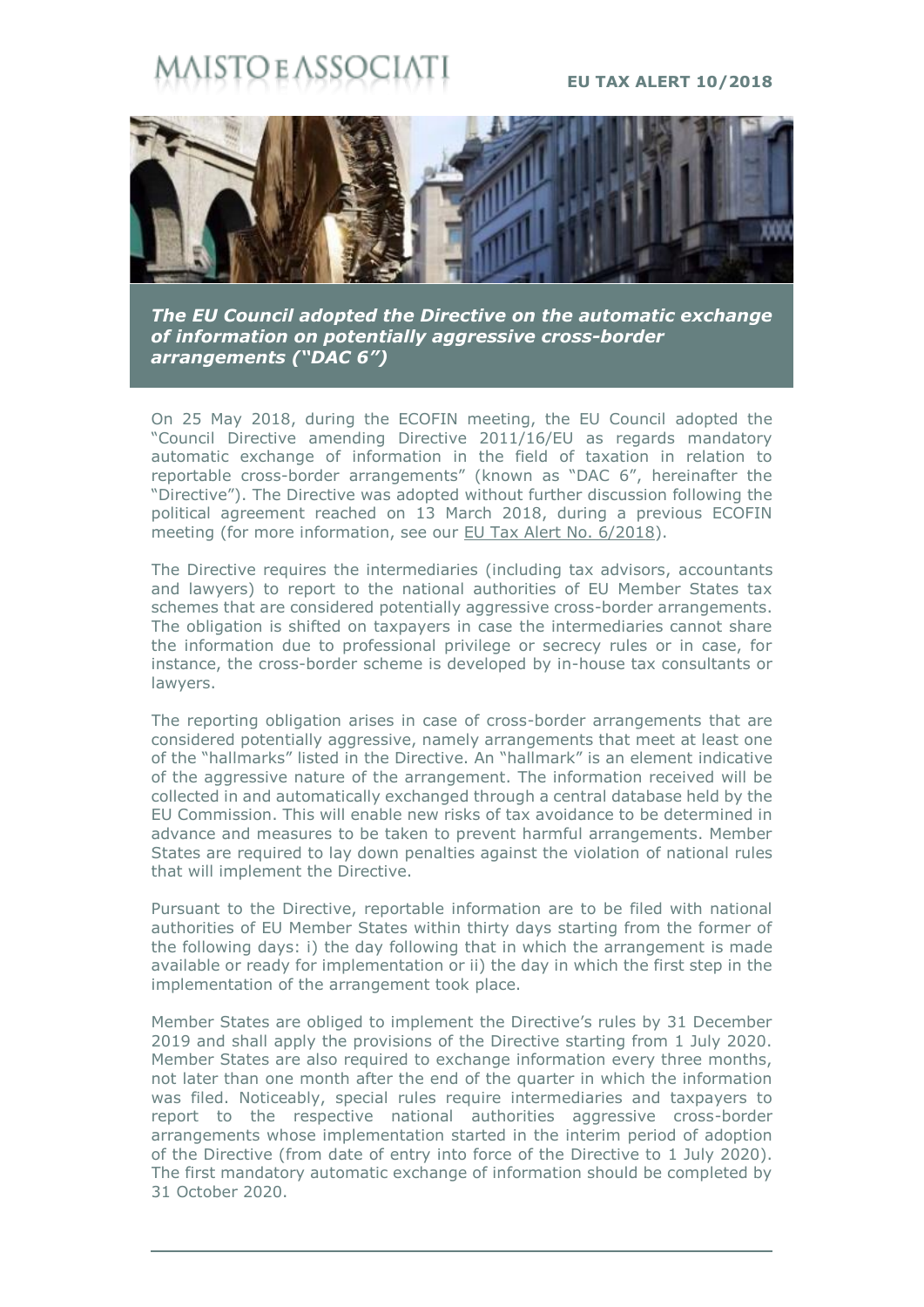MAISTO E ASSOCIATI

**EU TAX ALERT 10/2018**

## *The EU Council adopted the Directive on the automatic exchange of information on potentially aggressive cross-border arrangements ("DAC 6")*

On 25 May 2018, during the ECOFIN meeting, the EU Council adopted the "Council Directive amending Directive 2011/16/EU as regards mandatory automatic exchange of information in the field of taxation in relation to reportable cross-border arrangements" (known as "DAC 6", hereinafter the "Directive"). The Directive was adopted without further discussion following the political agreement reached on 13 March 2018, during a previous ECOFIN meeting (for more information, see our EU Tax Alert No. 6/2018).

The Directive requires the intermediaries (including tax advisors, accountants and lawyers) to report to the national authorities of EU Member States tax schemes that are considered potentially aggressive cross-border arrangements. The obligation is shifted on taxpayers in case the intermediaries cannot share the information due to professional privilege or secrecy rules or in case, for instance, the cross-border scheme is developed by in-house tax consultants or lawyers.

The reporting obligation arises in case of cross-border arrangements that are considered potentially aggressive, namely arrangements that meet at least one of the "hallmarks" listed in the Directive. An "hallmark" is an element indicative of the aggressive nature of the arrangement. The information received will be collected in and automatically exchanged through a central database held by the EU Commission. This will enable new risks of tax avoidance to be determined in advance and measures to be taken to prevent harmful arrangements. Member States are required to lay down penalties against the violation of national rules that will implement the Directive.

Pursuant to the Directive, reportable information are to be filed with national authorities of EU Member States within thirty days starting from the former of the following days: i) the day following that in which the arrangement is made available or ready for implementation or ii) the day in which the first step in the implementation of the arrangement took place.

Member States are obliged to implement the Directive's rules by 31 December 2019 and shall apply the provisions of the Directive starting from 1 July 2020. Member States are also required to exchange information every three months, not later than one month after the end of the quarter in which the information was filed. Noticeably, special rules require intermediaries and taxpayers to report to the respective national authorities aggressive cross-border arrangements whose implementation started in the interim period of adoption of the Directive (from date of entry into force of the Directive to 1 July 2020). The first mandatory automatic exchange of information should be completed by 31 October 2020.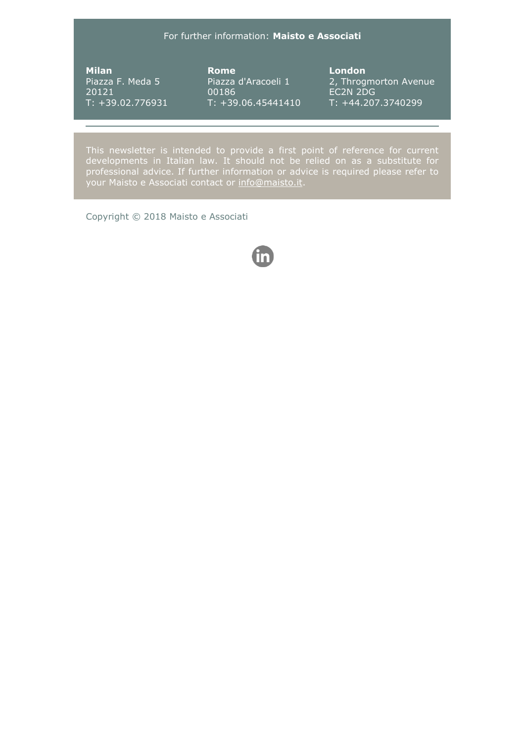For further information: **Maisto e Associati**

**Milan**
Piazza F. Meda 5
20121
T: +39.02.776931

**Rome**
Piazza d'Aracoeli 1
00186
T: +39.06.45441410

**London**
2, Throgmorton Avenue
EC2N 2DG
T: +44.207.3740299

---

This newsletter is intended to provide a first point of reference for current developments in Italian law. It should not be relied on as a substitute for professional advice. If further information or advice is required please refer to your Maisto e Associati contact or info@maisto.it.

Copyright © 2018 Maisto e Associati